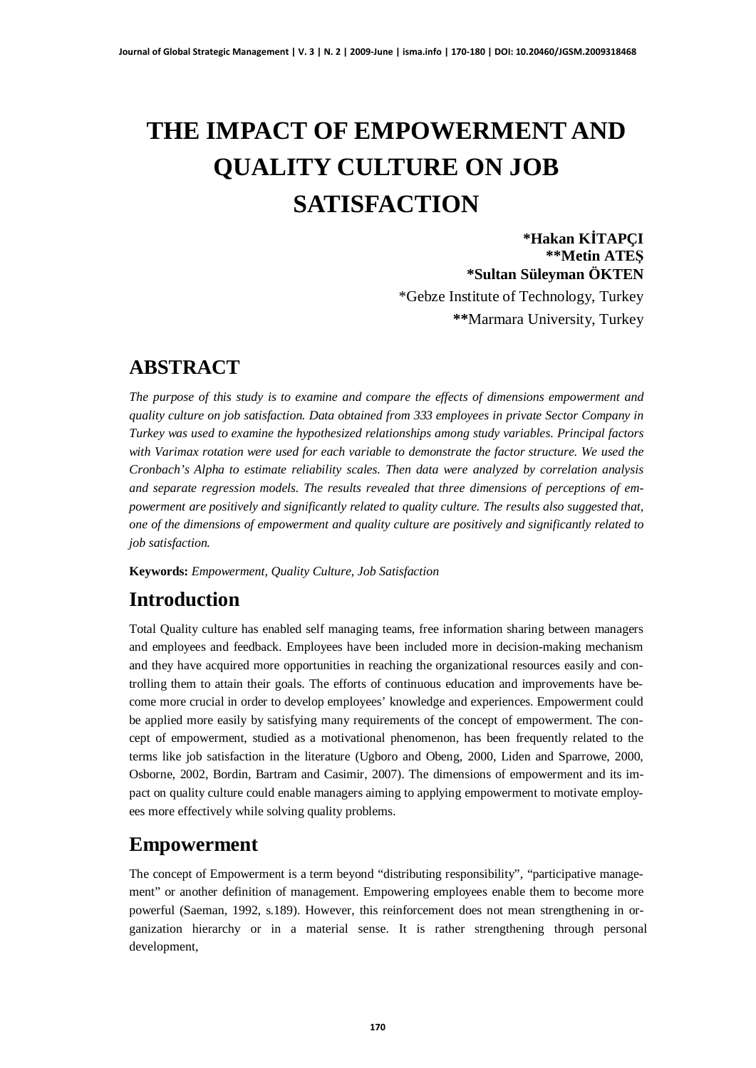# THE IMPACT OF EMPOWERMENT AND QUALITY CULTURE ON JOB SATISFACTION

**\*Hakan KİTAPÇI**
**\*\*Metin ATEŞ**
**\*Sultan Süleyman ÖKTEN**

*Gebze Institute of Technology, Turkey
**Marmara University, Turkey

## ABSTRACT

*The purpose of this study is to examine and compare the effects of dimensions empowerment and quality culture on job satisfaction. Data obtained from 333 employees in private Sector Company in Turkey was used to examine the hypothesized relationships among study variables. Principal factors with Varimax rotation were used for each variable to demonstrate the factor structure. We used the Cronbach's Alpha to estimate reliability scales. Then data were analyzed by correlation analysis and separate regression models. The results revealed that three dimensions of perceptions of empowerment are positively and significantly related to quality culture. The results also suggested that, one of the dimensions of empowerment and quality culture are positively and significantly related to job satisfaction.*

**Keywords:** *Empowerment, Quality Culture, Job Satisfaction*

## Introduction

Total Quality culture has enabled self managing teams, free information sharing between managers and employees and feedback. Employees have been included more in decision-making mechanism and they have acquired more opportunities in reaching the organizational resources easily and controlling them to attain their goals. The efforts of continuous education and improvements have become more crucial in order to develop employees' knowledge and experiences. Empowerment could be applied more easily by satisfying many requirements of the concept of empowerment. The concept of empowerment, studied as a motivational phenomenon, has been frequently related to the terms like job satisfaction in the literature (Ugboro and Obeng, 2000, Liden and Sparrowe, 2000, Osborne, 2002, Bordin, Bartram and Casimir, 2007). The dimensions of empowerment and its impact on quality culture could enable managers aiming to applying empowerment to motivate employees more effectively while solving quality problems.

## Empowerment

The concept of Empowerment is a term beyond "distributing responsibility", "participative management" or another definition of management. Empowering employees enable them to become more powerful (Saeman, 1992, s.189). However, this reinforcement does not mean strengthening in organization hierarchy or in a material sense. It is rather strengthening through personal development,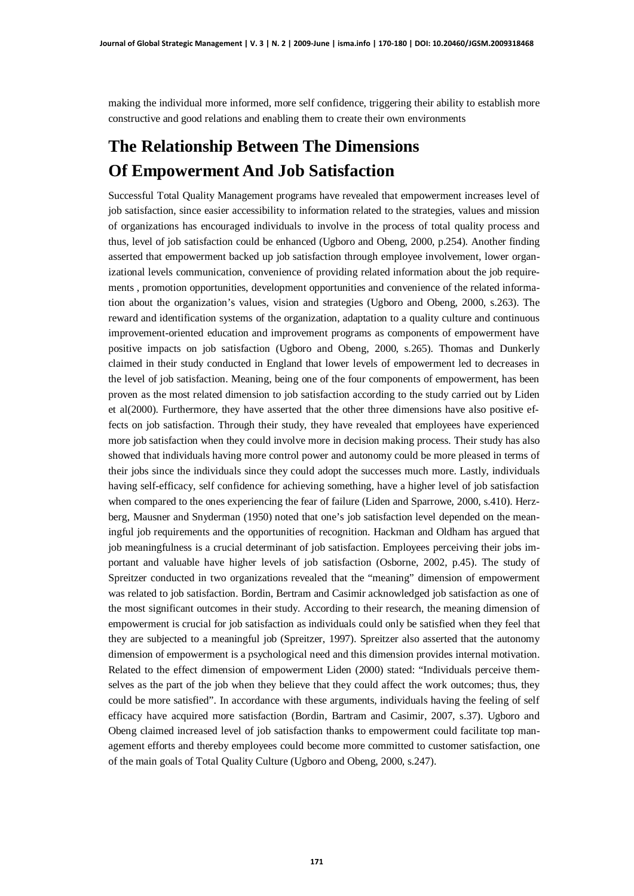making the individual more informed, more self confidence, triggering their ability to establish more constructive and good relations and enabling them to create their own environments

## The Relationship Between The Dimensions Of Empowerment And Job Satisfaction

Successful Total Quality Management programs have revealed that empowerment increases level of job satisfaction, since easier accessibility to information related to the strategies, values and mission of organizations has encouraged individuals to involve in the process of total quality process and thus, level of job satisfaction could be enhanced (Ugboro and Obeng, 2000, p.254). Another finding asserted that empowerment backed up job satisfaction through employee involvement, lower organizational levels communication, convenience of providing related information about the job requirements , promotion opportunities, development opportunities and convenience of the related information about the organization's values, vision and strategies (Ugboro and Obeng, 2000, s.263). The reward and identification systems of the organization, adaptation to a quality culture and continuous improvement-oriented education and improvement programs as components of empowerment have positive impacts on job satisfaction (Ugboro and Obeng, 2000, s.265). Thomas and Dunkerly claimed in their study conducted in England that lower levels of empowerment led to decreases in the level of job satisfaction. Meaning, being one of the four components of empowerment, has been proven as the most related dimension to job satisfaction according to the study carried out by Liden et al(2000). Furthermore, they have asserted that the other three dimensions have also positive effects on job satisfaction. Through their study, they have revealed that employees have experienced more job satisfaction when they could involve more in decision making process. Their study has also showed that individuals having more control power and autonomy could be more pleased in terms of their jobs since the individuals since they could adopt the successes much more. Lastly, individuals having self-efficacy, self confidence for achieving something, have a higher level of job satisfaction when compared to the ones experiencing the fear of failure (Liden and Sparrowe, 2000, s.410). Herzberg, Mausner and Snyderman (1950) noted that one's job satisfaction level depended on the meaningful job requirements and the opportunities of recognition. Hackman and Oldham has argued that job meaningfulness is a crucial determinant of job satisfaction. Employees perceiving their jobs important and valuable have higher levels of job satisfaction (Osborne, 2002, p.45). The study of Spreitzer conducted in two organizations revealed that the "meaning" dimension of empowerment was related to job satisfaction. Bordin, Bertram and Casimir acknowledged job satisfaction as one of the most significant outcomes in their study. According to their research, the meaning dimension of empowerment is crucial for job satisfaction as individuals could only be satisfied when they feel that they are subjected to a meaningful job (Spreitzer, 1997). Spreitzer also asserted that the autonomy dimension of empowerment is a psychological need and this dimension provides internal motivation. Related to the effect dimension of empowerment Liden (2000) stated: "Individuals perceive themselves as the part of the job when they believe that they could affect the work outcomes; thus, they could be more satisfied". In accordance with these arguments, individuals having the feeling of self efficacy have acquired more satisfaction (Bordin, Bartram and Casimir, 2007, s.37). Ugboro and Obeng claimed increased level of job satisfaction thanks to empowerment could facilitate top management efforts and thereby employees could become more committed to customer satisfaction, one of the main goals of Total Quality Culture (Ugboro and Obeng, 2000, s.247).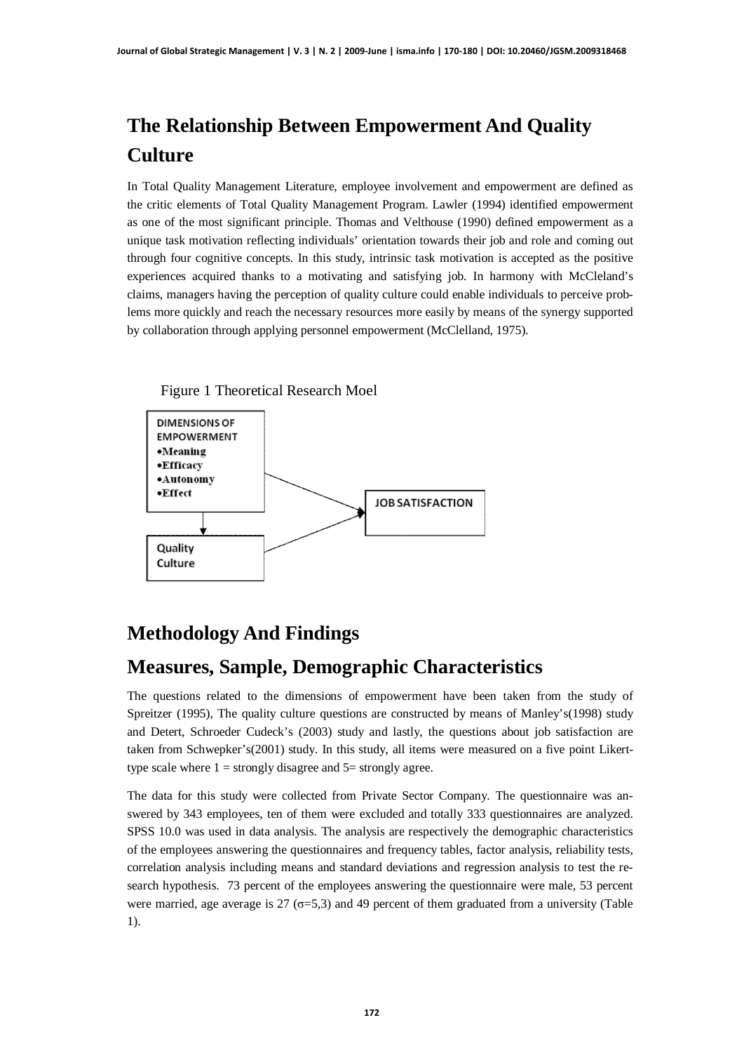## The Relationship Between Empowerment And Quality Culture

In Total Quality Management Literature, employee involvement and empowerment are defined as the critic elements of Total Quality Management Program. Lawler (1994) identified empowerment as one of the most significant principle. Thomas and Velthouse (1990) defined empowerment as a unique task motivation reflecting individuals' orientation towards their job and role and coming out through four cognitive concepts. In this study, intrinsic task motivation is accepted as the positive experiences acquired thanks to a motivating and satisfying job. In harmony with McCleland's claims, managers having the perception of quality culture could enable individuals to perceive problems more quickly and reach the necessary resources more easily by means of the synergy supported by collaboration through applying personnel empowerment (McClelland, 1975).

Figure 1 Theoretical Research Moel

DIMENSIONS OF EMPOWERMENT
- Meaning
- Efficacy
- Autonomy
- Effect

JOB SATISFACTION

Quality Culture

## Methodology And Findings

## Measures, Sample, Demographic Characteristics

The questions related to the dimensions of empowerment have been taken from the study of Spreitzer (1995), The quality culture questions are constructed by means of Manley's(1998) study and Detert, Schroeder Cudeck's (2003) study and lastly, the questions about job satisfaction are taken from Schwepker's(2001) study. In this study, all items were measured on a five point Likert-type scale where 1 = strongly disagree and 5= strongly agree.

The data for this study were collected from Private Sector Company. The questionnaire was answered by 343 employees, ten of them were excluded and totally 333 questionnaires are analyzed. SPSS 10.0 was used in data analysis. The analysis are respectively the demographic characteristics of the employees answering the questionnaires and frequency tables, factor analysis, reliability tests, correlation analysis including means and standard deviations and regression analysis to test the research hypothesis. 73 percent of the employees answering the questionnaire were male, 53 percent were married, age average is 27 ($\sigma$=5,3) and 49 percent of them graduated from a university (Table 1).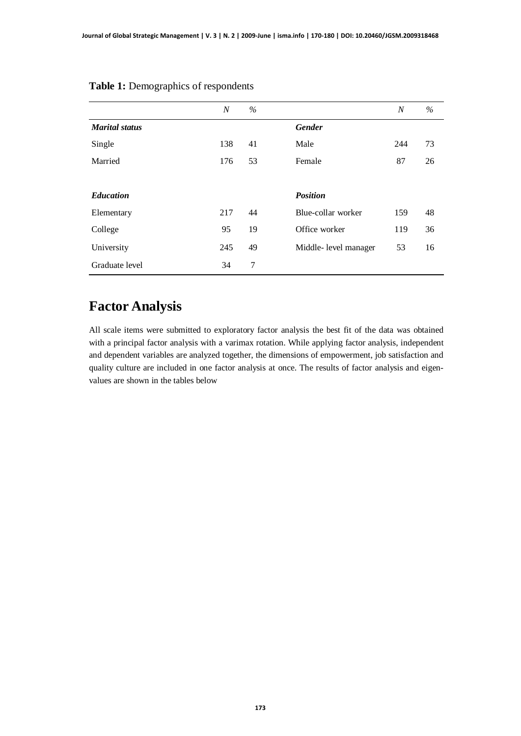**Table 1:** Demographics of respondents

| | *N* | *%* | | *N* | *%* |
|---|---|---|---|---|---|
| ***Marital status*** | | | ***Gender*** | | |
| Single | 138 | 41 | Male | 244 | 73 |
| Married | 176 | 53 | Female | 87 | 26 |
| | | | | | |
| ***Education*** | | | ***Position*** | | |
| Elementary | 217 | 44 | Blue-collar worker | 159 | 48 |
| College | 95 | 19 | Office worker | 119 | 36 |
| University | 245 | 49 | Middle- level manager | 53 | 16 |
| Graduate level | 34 | 7 | | | |

# Factor Analysis

All scale items were submitted to exploratory factor analysis the best fit of the data was obtained with a principal factor analysis with a varimax rotation. While applying factor analysis, independent and dependent variables are analyzed together, the dimensions of empowerment, job satisfaction and quality culture are included in one factor analysis at once. The results of factor analysis and eigen-values are shown in the tables below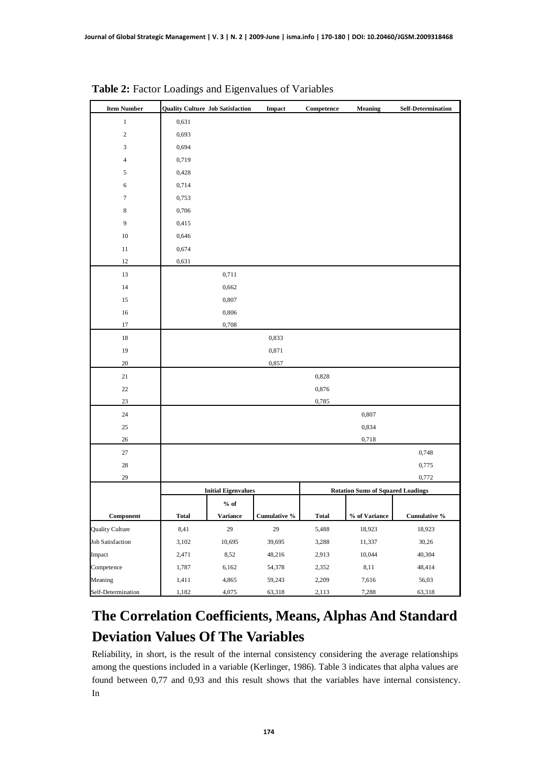**Table 2:** Factor Loadings and Eigenvalues of Variables

| Item Number | Quality Culture | Job Satisfaction | Impact | Competence | Meaning | Self-Determination |
|---|---|---|---|---|---|---|
| 1 | 0,631 | | | | | |
| 2 | 0,693 | | | | | |
| 3 | 0,694 | | | | | |
| 4 | 0,719 | | | | | |
| 5 | 0,428 | | | | | |
| 6 | 0,714 | | | | | |
| 7 | 0,753 | | | | | |
| 8 | 0,706 | | | | | |
| 9 | 0,415 | | | | | |
| 10 | 0,646 | | | | | |
| 11 | 0,674 | | | | | |
| 12 | 0,631 | | | | | |
| 13 | | 0,711 | | | | |
| 14 | | 0,662 | | | | |
| 15 | | 0,807 | | | | |
| 16 | | 0,806 | | | | |
| 17 | | 0,708 | | | | |
| 18 | | | 0,833 | | | |
| 19 | | | 0,871 | | | |
| 20 | | | 0,857 | | | |
| 21 | | | | 0,828 | | |
| 22 | | | | 0,876 | | |
| 23 | | | | 0,785 | | |
| 24 | | | | | 0,807 | |
| 25 | | | | | 0,834 | |
| 26 | | | | | 0,718 | |
| 27 | | | | | | 0,748 |
| 28 | | | | | | 0,775 |
| 29 | | | | | | 0,772 |
| | Initial Eigenvalues | | | Rotation Sums of Squared Loadings | | |
| Component | Total | % of Variance | Cumulative % | Total | % of Variance | Cumulative % |
| Quality Culture | 8,41 | 29 | 29 | 5,488 | 18,923 | 18,923 |
| Job Satisfaction | 3,102 | 10,695 | 39,695 | 3,288 | 11,337 | 30,26 |
| Impact | 2,471 | 8,52 | 48,216 | 2,913 | 10,044 | 40,304 |
| Competence | 1,787 | 6,162 | 54,378 | 2,352 | 8,11 | 48,414 |
| Meaning | 1,411 | 4,865 | 59,243 | 2,209 | 7,616 | 56,03 |
| Self-Determination | 1,182 | 4,075 | 63,318 | 2,113 | 7,288 | 63,318 |

## The Correlation Coefficients, Means, Alphas And Standard Deviation Values Of The Variables

Reliability, in short, is the result of the internal consistency considering the average relationships among the questions included in a variable (Kerlinger, 1986). Table 3 indicates that alpha values are found between 0,77 and 0,93 and this result shows that the variables have internal consistency. In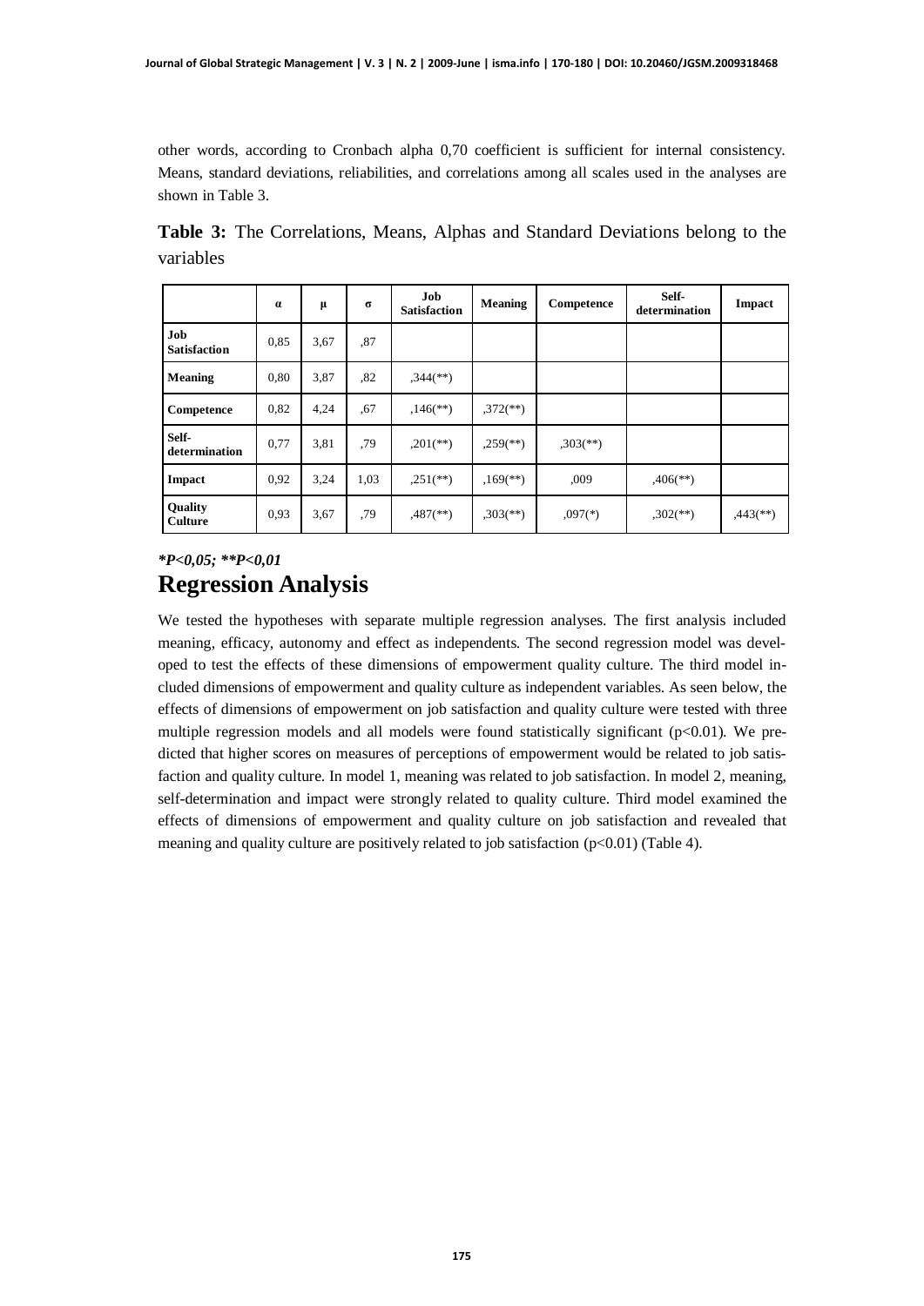other words, according to Cronbach alpha 0,70 coefficient is sufficient for internal consistency. Means, standard deviations, reliabilities, and correlations among all scales used in the analyses are shown in Table 3.

**Table 3:** The Correlations, Means, Alphas and Standard Deviations belong to the variables

| | α | μ | σ | Job Satisfaction | Meaning | Competence | Self-determination | Impact |
|---|---|---|---|---|---|---|---|---|
| **Job Satisfaction** | 0,85 | 3,67 | ,87 | | | | | |
| **Meaning** | 0,80 | 3,87 | ,82 | ,344(**) | | | | |
| **Competence** | 0,82 | 4,24 | ,67 | ,146(**) | ,372(**) | | | |
| **Self-determination** | 0,77 | 3,81 | ,79 | ,201(**) | ,259(**) | ,303(**) | | |
| **Impact** | 0,92 | 3,24 | 1,03 | ,251(**) | ,169(**) | ,009 | ,406(**) | |
| **Quality Culture** | 0,93 | 3,67 | ,79 | ,487(**) | ,303(**) | ,097(*) | ,302(**) | ,443(**) |

***P<0,05; **P<0,01***

## Regression Analysis

We tested the hypotheses with separate multiple regression analyses. The first analysis included meaning, efficacy, autonomy and effect as independents. The second regression model was developed to test the effects of these dimensions of empowerment quality culture. The third model included dimensions of empowerment and quality culture as independent variables. As seen below, the effects of dimensions of empowerment on job satisfaction and quality culture were tested with three multiple regression models and all models were found statistically significant ($p<0.01$). We predicted that higher scores on measures of perceptions of empowerment would be related to job satisfaction and quality culture. In model 1, meaning was related to job satisfaction. In model 2, meaning, self-determination and impact were strongly related to quality culture. Third model examined the effects of dimensions of empowerment and quality culture on job satisfaction and revealed that meaning and quality culture are positively related to job satisfaction ($p<0.01$) (Table 4).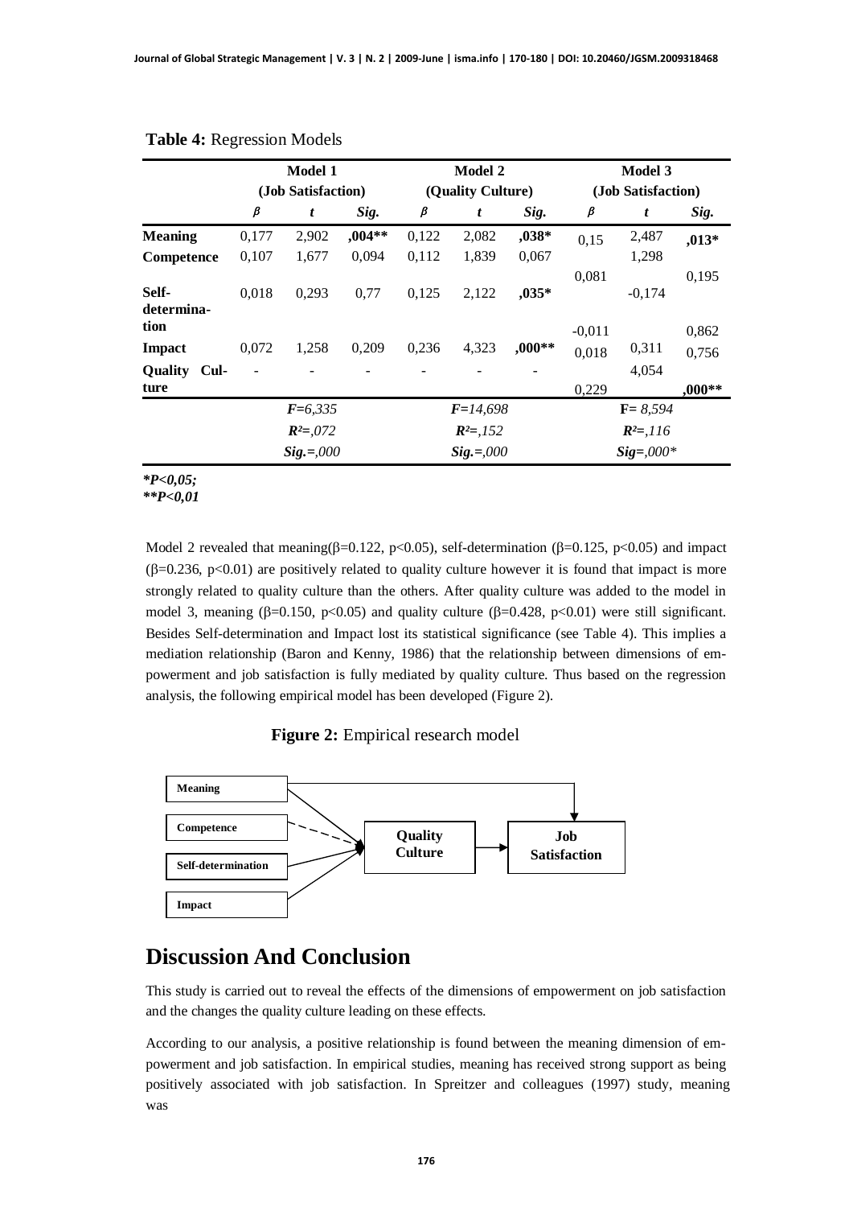**Table 4:** Regression Models

| | Model 1 (Job Satisfaction) | | | Model 2 (Quality Culture) | | | Model 3 (Job Satisfaction) | | |
|---|---|---|---|---|---|---|---|---|---|
| | *β* | *t* | *Sig.* | *β* | *t* | *Sig.* | *β* | *t* | *Sig.* |
| **Meaning** | 0,177 | 2,902 | **,004**** | 0,122 | 2,082 | **,038*** | 0,15 | 2,487 | **,013*** |
| **Competence** | 0,107 | 1,677 | 0,094 | 0,112 | 1,839 | 0,067 | 0,081 | 1,298 | 0,195 |
| **Self-determination** | 0,018 | 0,293 | 0,77 | 0,125 | 2,122 | **,035*** | -0,011 | -0,174 | 0,862 |
| **Impact** | 0,072 | 1,258 | 0,209 | 0,236 | 4,323 | **,000**** | 0,018 | 0,311 | 0,756 |
| **Quality Culture** | - | - | - | - | - | - | 0,229 | 4,054 | **,000**** |
| | *F=6,335* | | | *F=14,698* | | | **F=** *8,594* | | |
| | ***R²=,072*** | | | ***R²=,152*** | | | ***R²=,116*** | | |
| | ***Sig.=,000*** | | | ***Sig.=,000*** | | | ***Sig=,000**** | | |

***P<0,05;**
****P<0,01**

Model 2 revealed that meaning($\beta$=0.122, $p<0.05$), self-determination ($\beta$=0.125, $p<0.05$) and impact ($\beta$=0.236, $p<0.01$) are positively related to quality culture however it is found that impact is more strongly related to quality culture than the others. After quality culture was added to the model in model 3, meaning ($\beta$=0.150, $p<0.05$) and quality culture ($\beta$=0.428, $p<0.01$) were still significant. Besides Self-determination and Impact lost its statistical significance (see Table 4). This implies a mediation relationship (Baron and Kenny, 1986) that the relationship between dimensions of empowerment and job satisfaction is fully mediated by quality culture. Thus based on the regression analysis, the following empirical model has been developed (Figure 2).

**Figure 2:** Empirical research model

# Discussion And Conclusion

This study is carried out to reveal the effects of the dimensions of empowerment on job satisfaction and the changes the quality culture leading on these effects.

According to our analysis, a positive relationship is found between the meaning dimension of empowerment and job satisfaction. In empirical studies, meaning has received strong support as being positively associated with job satisfaction. In Spreitzer and colleagues (1997) study, meaning was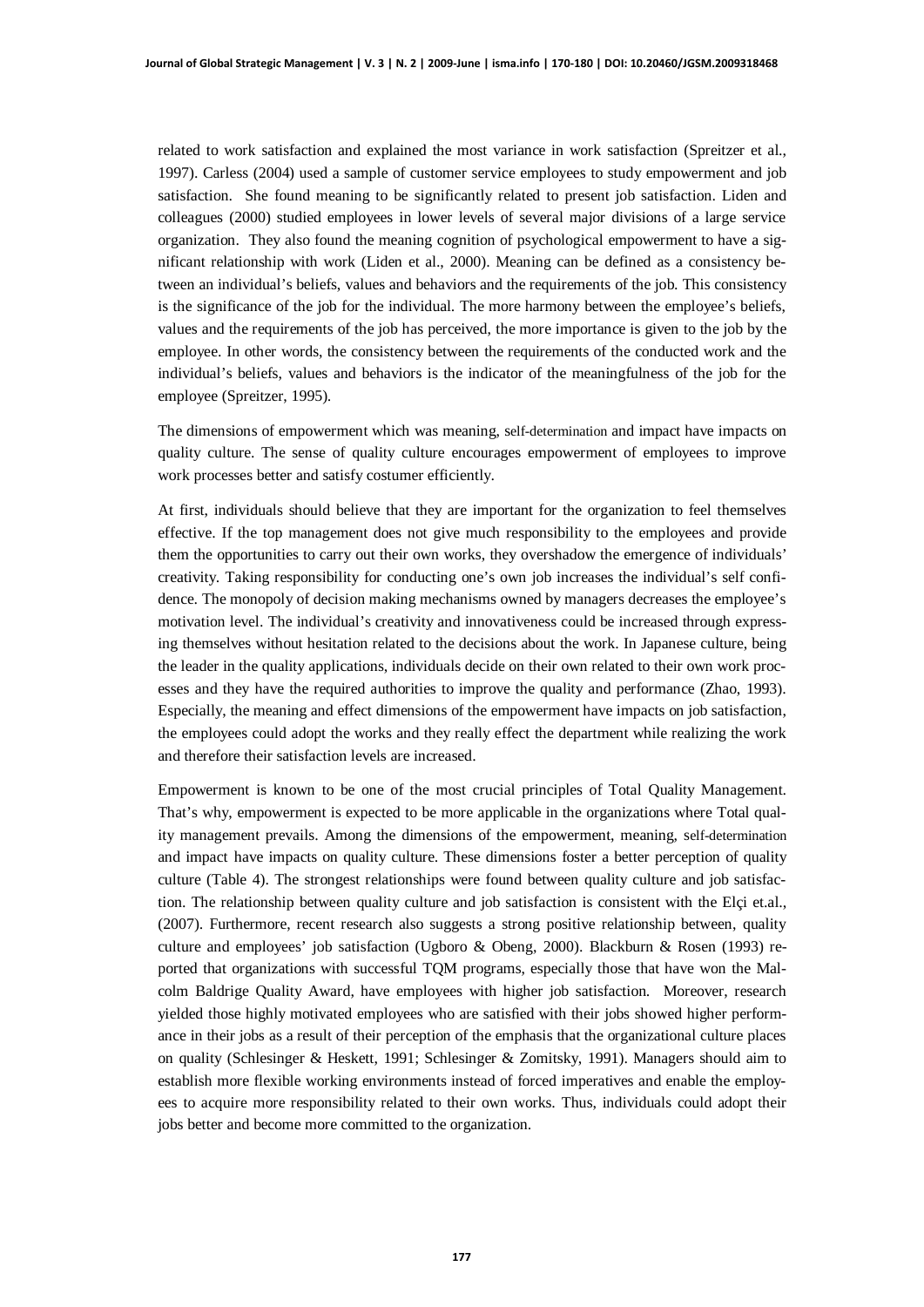related to work satisfaction and explained the most variance in work satisfaction (Spreitzer et al., 1997). Carless (2004) used a sample of customer service employees to study empowerment and job satisfaction. She found meaning to be significantly related to present job satisfaction. Liden and colleagues (2000) studied employees in lower levels of several major divisions of a large service organization. They also found the meaning cognition of psychological empowerment to have a significant relationship with work (Liden et al., 2000). Meaning can be defined as a consistency between an individual's beliefs, values and behaviors and the requirements of the job. This consistency is the significance of the job for the individual. The more harmony between the employee's beliefs, values and the requirements of the job has perceived, the more importance is given to the job by the employee. In other words, the consistency between the requirements of the conducted work and the individual's beliefs, values and behaviors is the indicator of the meaningfulness of the job for the employee (Spreitzer, 1995).

The dimensions of empowerment which was meaning, self-determination and impact have impacts on quality culture. The sense of quality culture encourages empowerment of employees to improve work processes better and satisfy costumer efficiently.

At first, individuals should believe that they are important for the organization to feel themselves effective. If the top management does not give much responsibility to the employees and provide them the opportunities to carry out their own works, they overshadow the emergence of individuals' creativity. Taking responsibility for conducting one's own job increases the individual's self confidence. The monopoly of decision making mechanisms owned by managers decreases the employee's motivation level. The individual's creativity and innovativeness could be increased through expressing themselves without hesitation related to the decisions about the work. In Japanese culture, being the leader in the quality applications, individuals decide on their own related to their own work processes and they have the required authorities to improve the quality and performance (Zhao, 1993). Especially, the meaning and effect dimensions of the empowerment have impacts on job satisfaction, the employees could adopt the works and they really effect the department while realizing the work and therefore their satisfaction levels are increased.

Empowerment is known to be one of the most crucial principles of Total Quality Management. That's why, empowerment is expected to be more applicable in the organizations where Total quality management prevails. Among the dimensions of the empowerment, meaning, self-determination and impact have impacts on quality culture. These dimensions foster a better perception of quality culture (Table 4). The strongest relationships were found between quality culture and job satisfaction. The relationship between quality culture and job satisfaction is consistent with the Elçi et.al., (2007). Furthermore, recent research also suggests a strong positive relationship between, quality culture and employees' job satisfaction (Ugboro & Obeng, 2000). Blackburn & Rosen (1993) reported that organizations with successful TQM programs, especially those that have won the Malcolm Baldrige Quality Award, have employees with higher job satisfaction. Moreover, research yielded those highly motivated employees who are satisfied with their jobs showed higher performance in their jobs as a result of their perception of the emphasis that the organizational culture places on quality (Schlesinger & Heskett, 1991; Schlesinger & Zomitsky, 1991). Managers should aim to establish more flexible working environments instead of forced imperatives and enable the employees to acquire more responsibility related to their own works. Thus, individuals could adopt their jobs better and become more committed to the organization.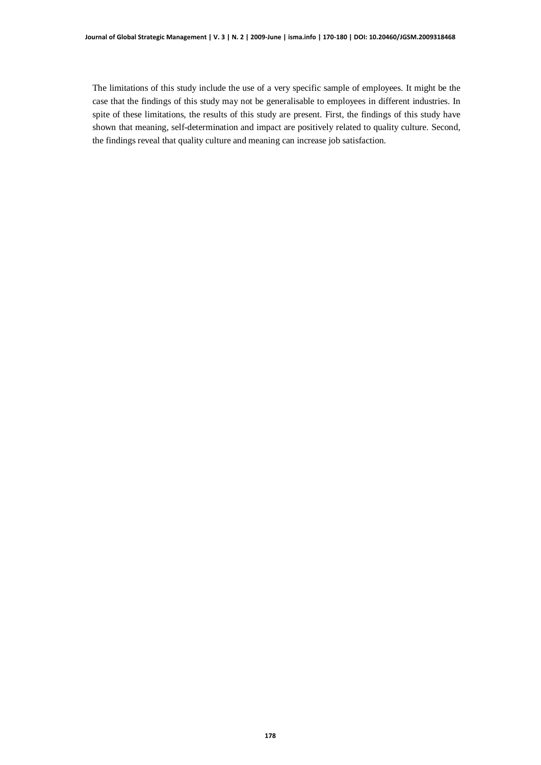The limitations of this study include the use of a very specific sample of employees. It might be the case that the findings of this study may not be generalisable to employees in different industries. In spite of these limitations, the results of this study are present. First, the findings of this study have shown that meaning, self-determination and impact are positively related to quality culture. Second, the findings reveal that quality culture and meaning can increase job satisfaction.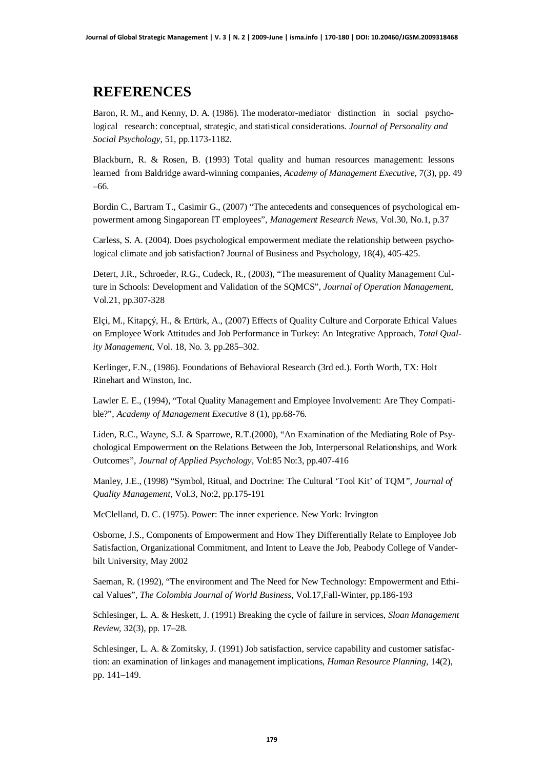## REFERENCES

Baron, R. M., and Kenny, D. A. (1986). The moderator-mediator distinction in social psychological research: conceptual, strategic, and statistical considerations. *Journal of Personality and Social Psychology*, 51, pp.1173-1182.

Blackburn, R. & Rosen, B. (1993) Total quality and human resources management: lessons learned from Baldridge award-winning companies, *Academy of Management Executive*, 7(3), pp. 49 –66.

Bordin C., Bartram T., Casimir G., (2007) "The antecedents and consequences of psychological empowerment among Singaporean IT employees", *Management Research News*, Vol.30, No.1, p.37

Carless, S. A. (2004). Does psychological empowerment mediate the relationship between psychological climate and job satisfaction? Journal of Business and Psychology, 18(4), 405-425.

Detert, J.R., Schroeder, R.G., Cudeck, R., (2003), "The measurement of Quality Management Culture in Schools: Development and Validation of the SQMCS", *Journal of Operation Management*, Vol.21, pp.307-328

Elçi, M., Kitapçý, H., & Ertürk, A., (2007) Effects of Quality Culture and Corporate Ethical Values on Employee Work Attitudes and Job Performance in Turkey: An Integrative Approach, *Total Quality Management*, Vol. 18, No. 3, pp.285–302.

Kerlinger, F.N., (1986). Foundations of Behavioral Research (3rd ed.). Forth Worth, TX: Holt Rinehart and Winston, Inc.

Lawler E. E., (1994), "Total Quality Management and Employee Involvement: Are They Compatible?", *Academy of Management Executive* 8 (1), pp.68-76.

Liden, R.C., Wayne, S.J. & Sparrowe, R.T.(2000), "An Examination of the Mediating Role of Psychological Empowerment on the Relations Between the Job, Interpersonal Relationships, and Work Outcomes", *Journal of Applied Psychology*, Vol:85 No:3, pp.407-416

Manley, J.E., (1998) "Symbol, Ritual, and Doctrine: The Cultural 'Tool Kit' of TQM", *Journal of Quality Management*, Vol.3, No:2, pp.175-191

McClelland, D. C. (1975). Power: The inner experience. New York: Irvington

Osborne, J.S., Components of Empowerment and How They Differentially Relate to Employee Job Satisfaction, Organizational Commitment, and Intent to Leave the Job, Peabody College of Vanderbilt University, May 2002

Saeman, R. (1992), "The environment and The Need for New Technology: Empowerment and Ethical Values", *The Colombia Journal of World Business*, Vol.17,Fall-Winter, pp.186-193

Schlesinger, L. A. & Heskett, J. (1991) Breaking the cycle of failure in services, *Sloan Management Review*, 32(3), pp. 17–28.

Schlesinger, L. A. & Zomitsky, J. (1991) Job satisfaction, service capability and customer satisfaction: an examination of linkages and management implications, *Human Resource Planning*, 14(2), pp. 141–149.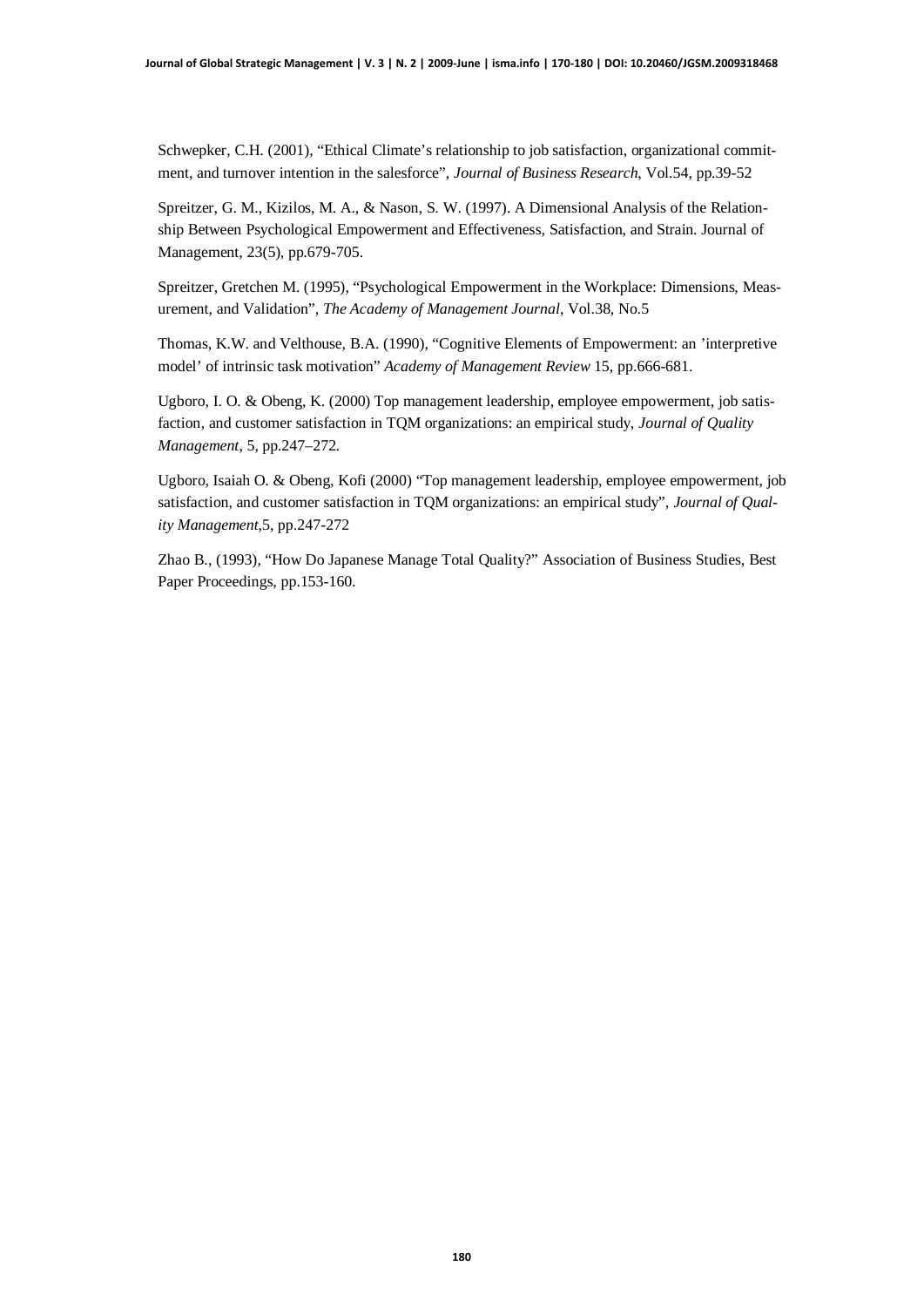Schwepker, C.H. (2001), “Ethical Climate’s relationship to job satisfaction, organizational commitment, and turnover intention in the salesforce”, *Journal of Business Research*, Vol.54, pp.39-52

Spreitzer, G. M., Kizilos, M. A., & Nason, S. W. (1997). A Dimensional Analysis of the Relationship Between Psychological Empowerment and Effectiveness, Satisfaction, and Strain. Journal of Management, 23(5), pp.679-705.

Spreitzer, Gretchen M. (1995), “Psychological Empowerment in the Workplace: Dimensions, Measurement, and Validation”, *The Academy of Management Journal*, Vol.38, No.5

Thomas, K.W. and Velthouse, B.A. (1990), “Cognitive Elements of Empowerment: an ’interpretive model’ of intrinsic task motivation” *Academy of Management Review* 15, pp.666-681.

Ugboro, I. O. & Obeng, K. (2000) Top management leadership, employee empowerment, job satisfaction, and customer satisfaction in TQM organizations: an empirical study, *Journal of Quality Management*, 5, pp.247–272.

Ugboro, Isaiah O. & Obeng, Kofi (2000) “Top management leadership, employee empowerment, job satisfaction, and customer satisfaction in TQM organizations: an empirical study”, *Journal of Quality Management*,5, pp.247-272

Zhao B., (1993), “How Do Japanese Manage Total Quality?” Association of Business Studies, Best Paper Proceedings, pp.153-160.